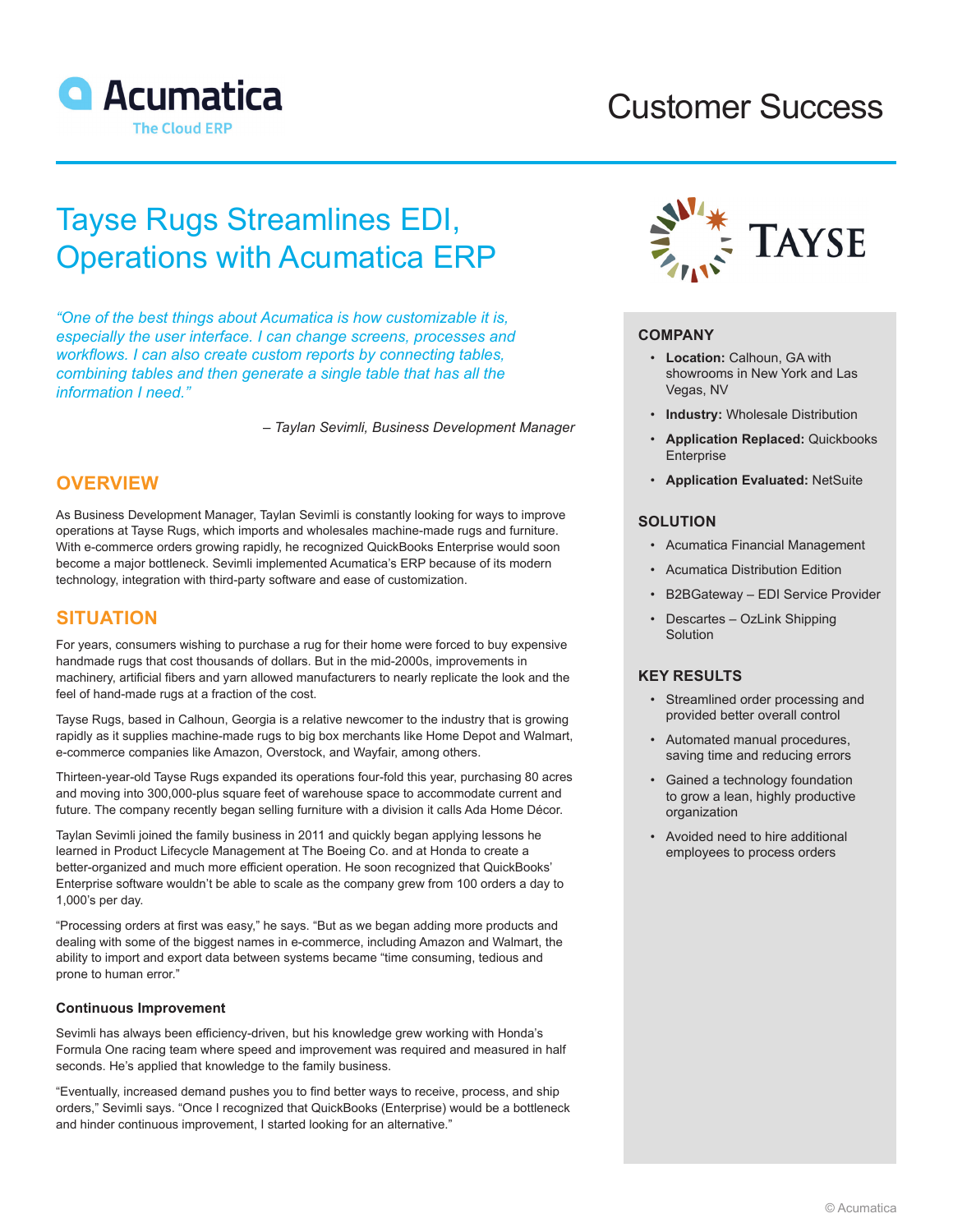Acumatica
The Cloud ERP

Customer Success

# Tayse Rugs Streamlines EDI, Operations with Acumatica ERP

*"One of the best things about Acumatica is how customizable it is, especially the user interface. I can change screens, processes and workflows. I can also create custom reports by connecting tables, combining tables and then generate a single table that has all the information I need."*

*– Taylan Sevimli, Business Development Manager*

## OVERVIEW

As Business Development Manager, Taylan Sevimli is constantly looking for ways to improve operations at Tayse Rugs, which imports and wholesales machine-made rugs and furniture. With e-commerce orders growing rapidly, he recognized QuickBooks Enterprise would soon become a major bottleneck. Sevimli implemented Acumatica's ERP because of its modern technology, integration with third-party software and ease of customization.

## SITUATION

For years, consumers wishing to purchase a rug for their home were forced to buy expensive handmade rugs that cost thousands of dollars. But in the mid-2000s, improvements in machinery, artificial fibers and yarn allowed manufacturers to nearly replicate the look and the feel of hand-made rugs at a fraction of the cost.

Tayse Rugs, based in Calhoun, Georgia is a relative newcomer to the industry that is growing rapidly as it supplies machine-made rugs to big box merchants like Home Depot and Walmart, e-commerce companies like Amazon, Overstock, and Wayfair, among others.

Thirteen-year-old Tayse Rugs expanded its operations four-fold this year, purchasing 80 acres and moving into 300,000-plus square feet of warehouse space to accommodate current and future. The company recently began selling furniture with a division it calls Ada Home Décor.

Taylan Sevimli joined the family business in 2011 and quickly began applying lessons he learned in Product Lifecycle Management at The Boeing Co. and at Honda to create a better-organized and much more efficient operation. He soon recognized that QuickBooks' Enterprise software wouldn't be able to scale as the company grew from 100 orders a day to 1,000's per day.

"Processing orders at first was easy," he says. "But as we began adding more products and dealing with some of the biggest names in e-commerce, including Amazon and Walmart, the ability to import and export data between systems became "time consuming, tedious and prone to human error."

### Continuous Improvement

Sevimli has always been efficiency-driven, but his knowledge grew working with Honda's Formula One racing team where speed and improvement was required and measured in half seconds. He's applied that knowledge to the family business.

"Eventually, increased demand pushes you to find better ways to receive, process, and ship orders," Sevimli says. "Once I recognized that QuickBooks (Enterprise) would be a bottleneck and hinder continuous improvement, I started looking for an alternative."

TAYSE

### COMPANY

- **Location:** Calhoun, GA with showrooms in New York and Las Vegas, NV
- **Industry:** Wholesale Distribution
- **Application Replaced:** Quickbooks Enterprise
- **Application Evaluated:** NetSuite

### SOLUTION

- Acumatica Financial Management
- Acumatica Distribution Edition
- B2BGateway – EDI Service Provider
- Descartes – OzLink Shipping Solution

### KEY RESULTS

- Streamlined order processing and provided better overall control
- Automated manual procedures, saving time and reducing errors
- Gained a technology foundation to grow a lean, highly productive organization
- Avoided need to hire additional employees to process orders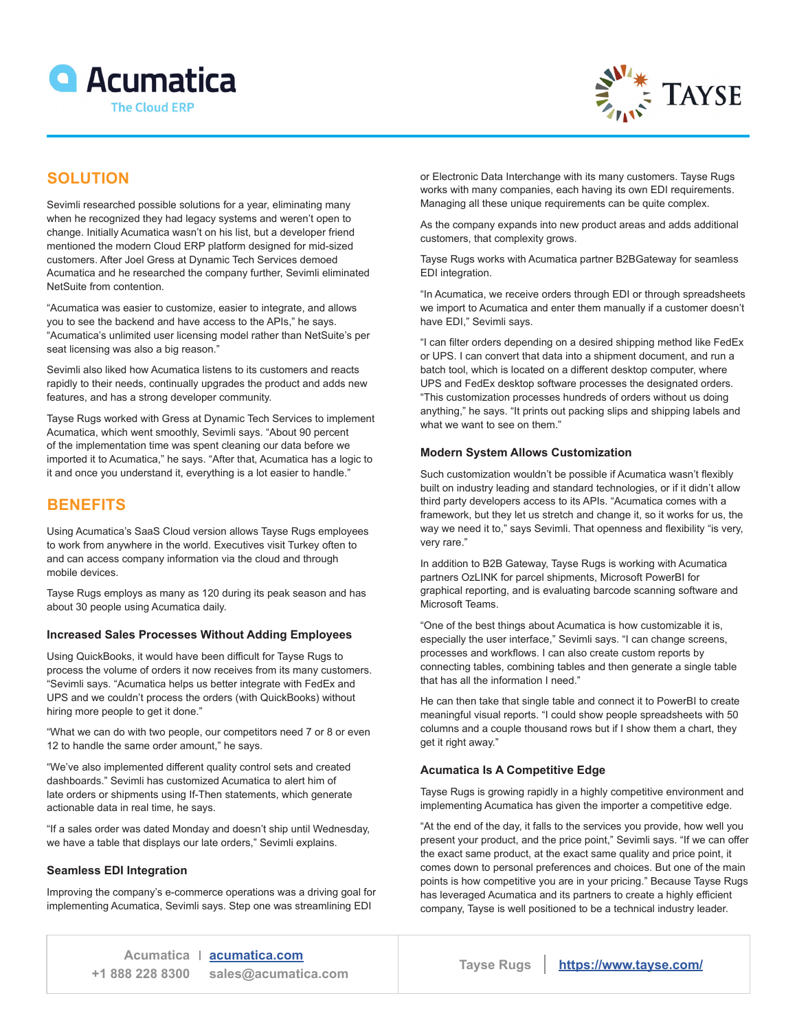## SOLUTION

Sevimli researched possible solutions for a year, eliminating many when he recognized they had legacy systems and weren't open to change. Initially Acumatica wasn't on his list, but a developer friend mentioned the modern Cloud ERP platform designed for mid-sized customers. After Joel Gress at Dynamic Tech Services demoed Acumatica and he researched the company further, Sevimli eliminated NetSuite from contention.

"Acumatica was easier to customize, easier to integrate, and allows you to see the backend and have access to the APIs," he says. "Acumatica's unlimited user licensing model rather than NetSuite's per seat licensing was also a big reason."

Sevimli also liked how Acumatica listens to its customers and reacts rapidly to their needs, continually upgrades the product and adds new features, and has a strong developer community.

Tayse Rugs worked with Gress at Dynamic Tech Services to implement Acumatica, which went smoothly, Sevimli says. "About 90 percent of the implementation time was spent cleaning our data before we imported it to Acumatica," he says. "After that, Acumatica has a logic to it and once you understand it, everything is a lot easier to handle."

## BENEFITS

Using Acumatica's SaaS Cloud version allows Tayse Rugs employees to work from anywhere in the world. Executives visit Turkey often to and can access company information via the cloud and through mobile devices.

Tayse Rugs employs as many as 120 during its peak season and has about 30 people using Acumatica daily.

### Increased Sales Processes Without Adding Employees

Using QuickBooks, it would have been difficult for Tayse Rugs to process the volume of orders it now receives from its many customers. "Sevimli says. "Acumatica helps us better integrate with FedEx and UPS and we couldn't process the orders (with QuickBooks) without hiring more people to get it done."

"What we can do with two people, our competitors need 7 or 8 or even 12 to handle the same order amount," he says.

"We've also implemented different quality control sets and created dashboards." Sevimli has customized Acumatica to alert him of late orders or shipments using If-Then statements, which generate actionable data in real time, he says.

"If a sales order was dated Monday and doesn't ship until Wednesday, we have a table that displays our late orders," Sevimli explains.

### Seamless EDI Integration

Improving the company's e-commerce operations was a driving goal for implementing Acumatica, Sevimli says. Step one was streamlining EDI or Electronic Data Interchange with its many customers. Tayse Rugs works with many companies, each having its own EDI requirements. Managing all these unique requirements can be quite complex.

As the company expands into new product areas and adds additional customers, that complexity grows.

Tayse Rugs works with Acumatica partner B2BGateway for seamless EDI integration.

"In Acumatica, we receive orders through EDI or through spreadsheets we import to Acumatica and enter them manually if a customer doesn't have EDI," Sevimli says.

"I can filter orders depending on a desired shipping method like FedEx or UPS. I can convert that data into a shipment document, and run a batch tool, which is located on a different desktop computer, where UPS and FedEx desktop software processes the designated orders. "This customization processes hundreds of orders without us doing anything," he says. "It prints out packing slips and shipping labels and what we want to see on them."

### Modern System Allows Customization

Such customization wouldn't be possible if Acumatica wasn't flexibly built on industry leading and standard technologies, or if it didn't allow third party developers access to its APIs. "Acumatica comes with a framework, but they let us stretch and change it, so it works for us, the way we need it to," says Sevimli. That openness and flexibility "is very, very rare."

In addition to B2B Gateway, Tayse Rugs is working with Acumatica partners OzLINK for parcel shipments, Microsoft PowerBI for graphical reporting, and is evaluating barcode scanning software and Microsoft Teams.

"One of the best things about Acumatica is how customizable it is, especially the user interface," Sevimli says. "I can change screens, processes and workflows. I can also create custom reports by connecting tables, combining tables and then generate a single table that has all the information I need."

He can then take that single table and connect it to PowerBI to create meaningful visual reports. "I could show people spreadsheets with 50 columns and a couple thousand rows but if I show them a chart, they get it right away."

### Acumatica Is A Competitive Edge

Tayse Rugs is growing rapidly in a highly competitive environment and implementing Acumatica has given the importer a competitive edge.

"At the end of the day, it falls to the services you provide, how well you present your product, and the price point," Sevimli says. "If we can offer the exact same product, at the exact same quality and price point, it comes down to personal preferences and choices. But one of the main points is how competitive you are in your pricing." Because Tayse Rugs has leveraged Acumatica and its partners to create a highly efficient company, Tayse is well positioned to be a technical industry leader.

Acumatica | [acumatica.com](https://acumatica.com)
+1 888 228 8300 sales@acumatica.com

Tayse Rugs | [https://www.tayse.com/](https://www.tayse.com/)